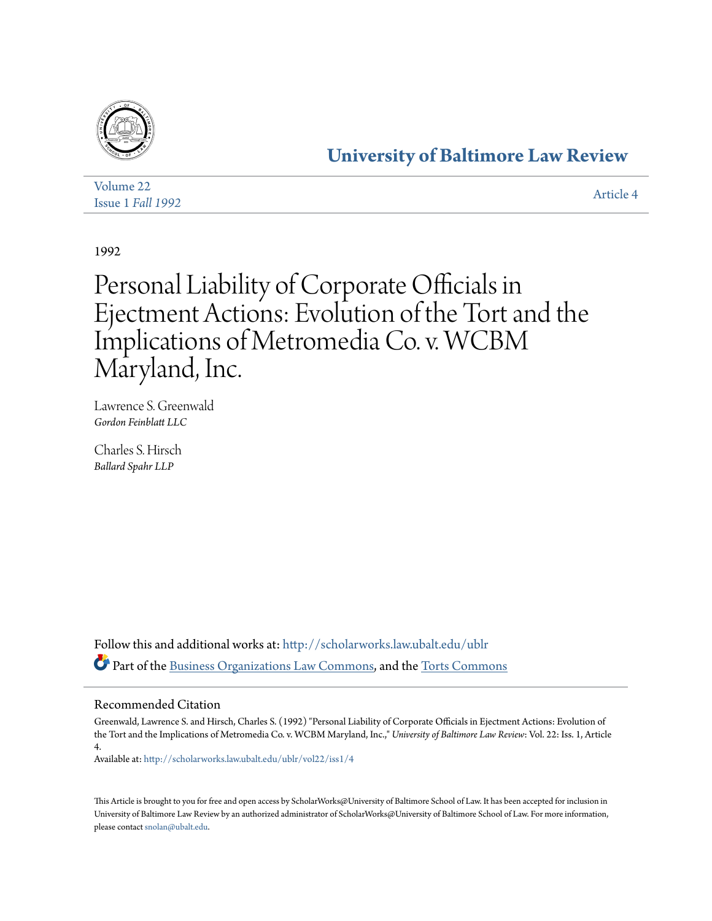# University of Baltimore Law Review

Volume 22
Issue 1 *Fall 1992*

Article 4

1992

# Personal Liability of Corporate Officials in Ejectment Actions: Evolution of the Tort and the Implications of Metromedia Co. v. WCBM Maryland, Inc.

Lawrence S. Greenwald
*Gordon Feinblatt LLC*

Charles S. Hirsch
*Ballard Spahr LLP*

Follow this and additional works at: http://scholarworks.law.ubalt.edu/ublr

Part of the Business Organizations Law Commons, and the Torts Commons

## Recommended Citation

Greenwald, Lawrence S. and Hirsch, Charles S. (1992) "Personal Liability of Corporate Officials in Ejectment Actions: Evolution of the Tort and the Implications of Metromedia Co. v. WCBM Maryland, Inc.," *University of Baltimore Law Review*: Vol. 22: Iss. 1, Article 4.

Available at: http://scholarworks.law.ubalt.edu/ublr/vol22/iss1/4

This Article is brought to you for free and open access by ScholarWorks@University of Baltimore School of Law. It has been accepted for inclusion in University of Baltimore Law Review by an authorized administrator of ScholarWorks@University of Baltimore School of Law. For more information, please contact snolan@ubalt.edu.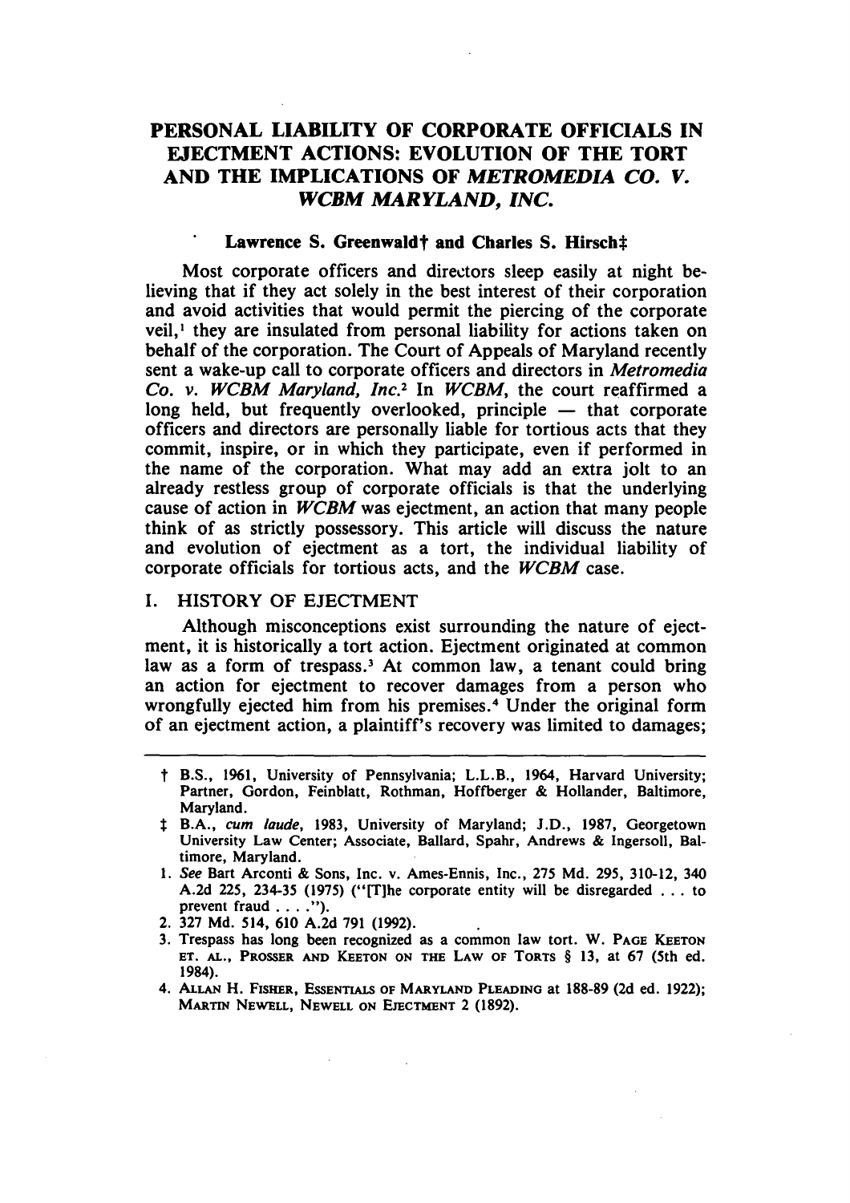# PERSONAL LIABILITY OF CORPORATE OFFICIALS IN EJECTMENT ACTIONS: EVOLUTION OF THE TORT AND THE IMPLICATIONS OF *METROMEDIA CO. V. WCBM MARYLAND, INC.*

**Lawrence S. Greenwald† and Charles S. Hirsch‡**

Most corporate officers and directors sleep easily at night believing that if they act solely in the best interest of their corporation and avoid activities that would permit the piercing of the corporate veil,[1] they are insulated from personal liability for actions taken on behalf of the corporation. The Court of Appeals of Maryland recently sent a wake-up call to corporate officers and directors in *Metromedia Co. v. WCBM Maryland, Inc.*[2] In *WCBM*, the court reaffirmed a long held, but frequently overlooked, principle — that corporate officers and directors are personally liable for tortious acts that they commit, inspire, or in which they participate, even if performed in the name of the corporation. What may add an extra jolt to an already restless group of corporate officials is that the underlying cause of action in *WCBM* was ejectment, an action that many people think of as strictly possessory. This article will discuss the nature and evolution of ejectment as a tort, the individual liability of corporate officials for tortious acts, and the *WCBM* case.

## I. HISTORY OF EJECTMENT

Although misconceptions exist surrounding the nature of ejectment, it is historically a tort action. Ejectment originated at common law as a form of trespass.[3] At common law, a tenant could bring an action for ejectment to recover damages from a person who wrongfully ejected him from his premises.[4] Under the original form of an ejectment action, a plaintiff's recovery was limited to damages;

---

† B.S., 1961, University of Pennsylvania; L.L.B., 1964, Harvard University; Partner, Gordon, Feinblatt, Rothman, Hoffberger & Hollander, Baltimore, Maryland.

‡ B.A., *cum laude*, 1983, University of Maryland; J.D., 1987, Georgetown University Law Center; Associate, Ballard, Spahr, Andrews & Ingersoll, Baltimore, Maryland.

1. *See* Bart Arconti & Sons, Inc. v. Ames-Ennis, Inc., 275 Md. 295, 310-12, 340 A.2d 225, 234-35 (1975) ("[T]he corporate entity will be disregarded . . . to prevent fraud . . . .").
2. 327 Md. 514, 610 A.2d 791 (1992).
3. Trespass has long been recognized as a common law tort. W. PAGE KEETON ET. AL., PROSSER AND KEETON ON THE LAW OF TORTS § 13, at 67 (5th ed. 1984).
4. ALLAN H. FISHER, ESSENTIALS OF MARYLAND PLEADING at 188-89 (2d ed. 1922); MARTIN NEWELL, NEWELL ON EJECTMENT 2 (1892).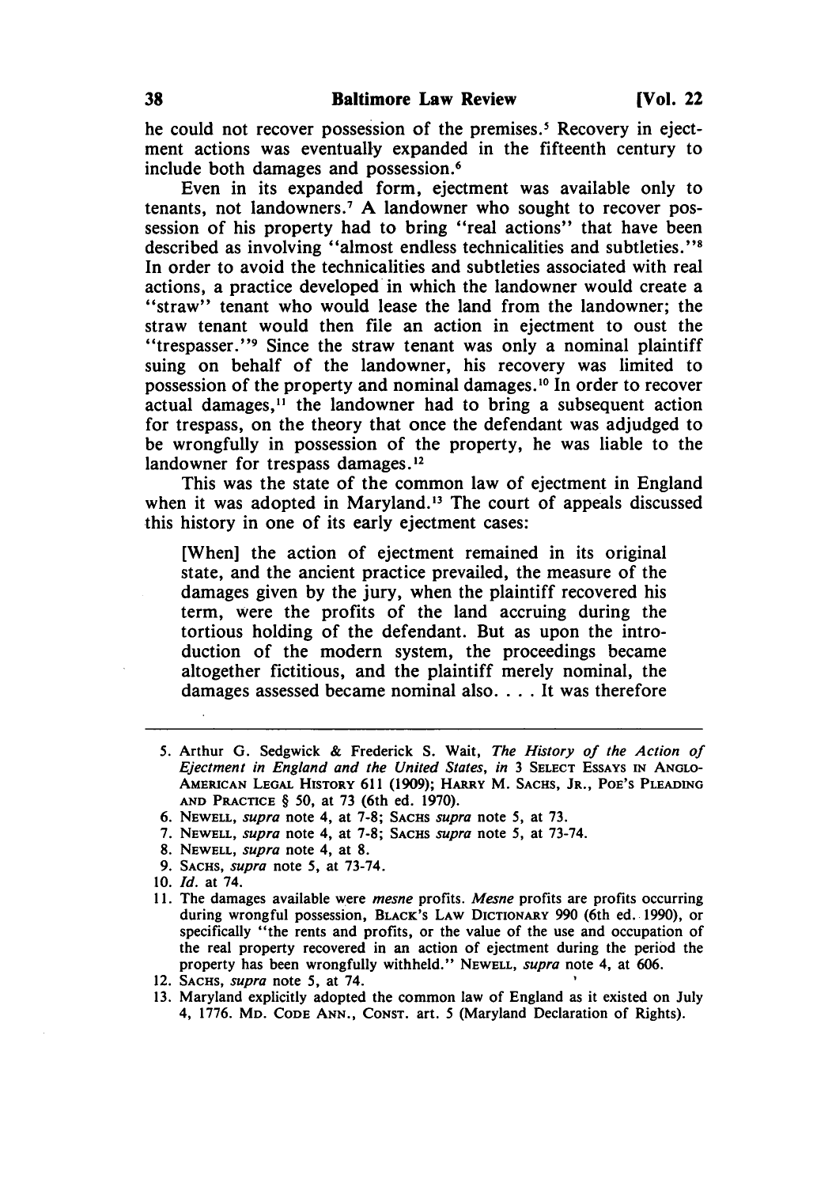he could not recover possession of the premises.[5] Recovery in ejectment actions was eventually expanded in the fifteenth century to include both damages and possession.[6]

Even in its expanded form, ejectment was available only to tenants, not landowners.[7] A landowner who sought to recover possession of his property had to bring "real actions" that have been described as involving "almost endless technicalities and subtleties."[8] In order to avoid the technicalities and subtleties associated with real actions, a practice developed in which the landowner would create a "straw" tenant who would lease the land from the landowner; the straw tenant would then file an action in ejectment to oust the "trespasser."[9] Since the straw tenant was only a nominal plaintiff suing on behalf of the landowner, his recovery was limited to possession of the property and nominal damages.[10] In order to recover actual damages,[11] the landowner had to bring a subsequent action for trespass, on the theory that once the defendant was adjudged to be wrongfully in possession of the property, he was liable to the landowner for trespass damages.[12]

This was the state of the common law of ejectment in England when it was adopted in Maryland.[13] The court of appeals discussed this history in one of its early ejectment cases:

> [When] the action of ejectment remained in its original state, and the ancient practice prevailed, the measure of the damages given by the jury, when the plaintiff recovered his term, were the profits of the land accruing during the tortious holding of the defendant. But as upon the introduction of the modern system, the proceedings became altogether fictitious, and the plaintiff merely nominal, the damages assessed became nominal also. . . . It was therefore

---

5. Arthur G. Sedgwick & Frederick S. Wait, *The History of the Action of Ejectment in England and the United States*, *in* 3 SELECT ESSAYS IN ANGLO-AMERICAN LEGAL HISTORY 611 (1909); HARRY M. SACHS, JR., POE'S PLEADING AND PRACTICE § 50, at 73 (6th ed. 1970).
6. NEWELL, *supra* note 4, at 7-8; SACHS *supra* note 5, at 73.
7. NEWELL, *supra* note 4, at 7-8; SACHS *supra* note 5, at 73-74.
8. NEWELL, *supra* note 4, at 8.
9. SACHS, *supra* note 5, at 73-74.
10. *Id.* at 74.
11. The damages available were *mesne* profits. *Mesne* profits are profits occurring during wrongful possession, BLACK'S LAW DICTIONARY 990 (6th ed. 1990), or specifically "the rents and profits, or the value of the use and occupation of the real property recovered in an action of ejectment during the period the property has been wrongfully withheld." NEWELL, *supra* note 4, at 606.
12. SACHS, *supra* note 5, at 74.
13. Maryland explicitly adopted the common law of England as it existed on July 4, 1776. MD. CODE ANN., CONST. art. 5 (Maryland Declaration of Rights).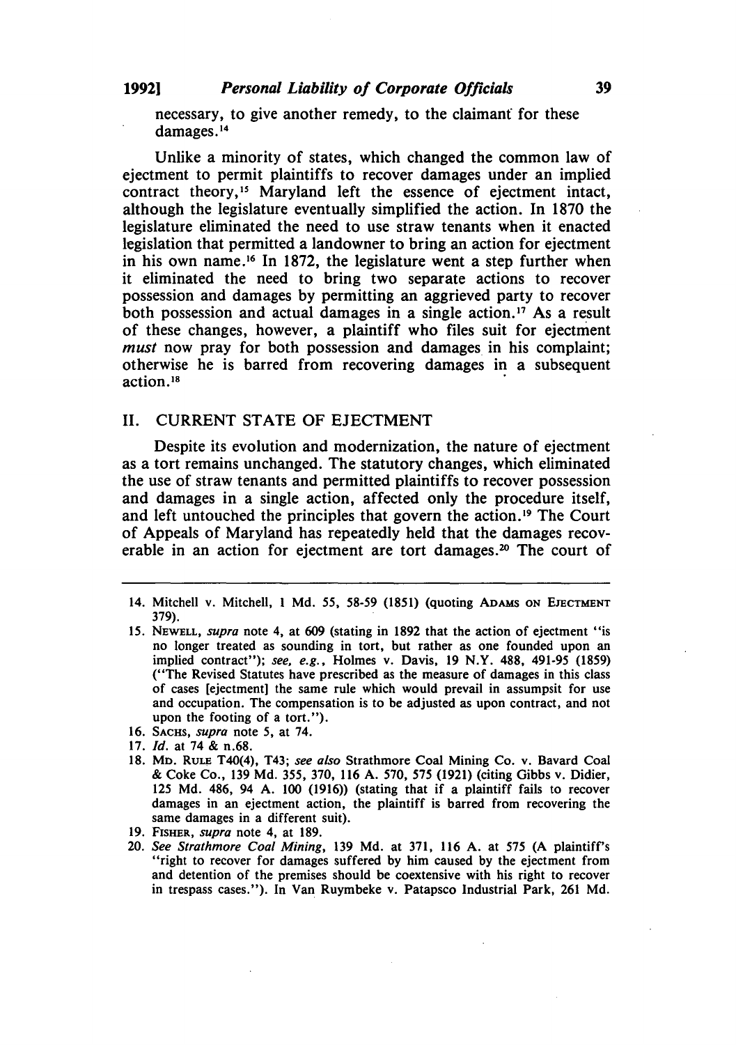necessary, to give another remedy, to the claimant for these damages.[14]

Unlike a minority of states, which changed the common law of ejectment to permit plaintiffs to recover damages under an implied contract theory,[15] Maryland left the essence of ejectment intact, although the legislature eventually simplified the action. In 1870 the legislature eliminated the need to use straw tenants when it enacted legislation that permitted a landowner to bring an action for ejectment in his own name.[16] In 1872, the legislature went a step further when it eliminated the need to bring two separate actions to recover possession and damages by permitting an aggrieved party to recover both possession and actual damages in a single action.[17] As a result of these changes, however, a plaintiff who files suit for ejectment *must* now pray for both possession and damages in his complaint; otherwise he is barred from recovering damages in a subsequent action.[18]

## II. CURRENT STATE OF EJECTMENT

Despite its evolution and modernization, the nature of ejectment as a tort remains unchanged. The statutory changes, which eliminated the use of straw tenants and permitted plaintiffs to recover possession and damages in a single action, affected only the procedure itself, and left untouched the principles that govern the action.[19] The Court of Appeals of Maryland has repeatedly held that the damages recoverable in an action for ejectment are tort damages.[20] The court of

---

14. Mitchell v. Mitchell, 1 Md. 55, 58-59 (1851) (quoting ADAMS ON EJECTMENT 379).
15. NEWELL, *supra* note 4, at 609 (stating in 1892 that the action of ejectment "is no longer treated as sounding in tort, but rather as one founded upon an implied contract"); *see, e.g.*, Holmes v. Davis, 19 N.Y. 488, 491-95 (1859) ("The Revised Statutes have prescribed as the measure of damages in this class of cases [ejectment] the same rule which would prevail in assumpsit for use and occupation. The compensation is to be adjusted as upon contract, and not upon the footing of a tort.").
16. SACHS, *supra* note 5, at 74.
17. *Id.* at 74 & n.68.
18. MD. RULE T40(4), T43; *see also* Strathmore Coal Mining Co. v. Bavard Coal & Coke Co., 139 Md. 355, 370, 116 A. 570, 575 (1921) (citing Gibbs v. Didier, 125 Md. 486, 94 A. 100 (1916)) (stating that if a plaintiff fails to recover damages in an ejectment action, the plaintiff is barred from recovering the same damages in a different suit).
19. FISHER, *supra* note 4, at 189.
20. *See Strathmore Coal Mining*, 139 Md. at 371, 116 A. at 575 (A plaintiff's "right to recover for damages suffered by him caused by the ejectment from and detention of the premises should be coextensive with his right to recover in trespass cases."). In Van Ruymbeke v. Patapsco Industrial Park, 261 Md.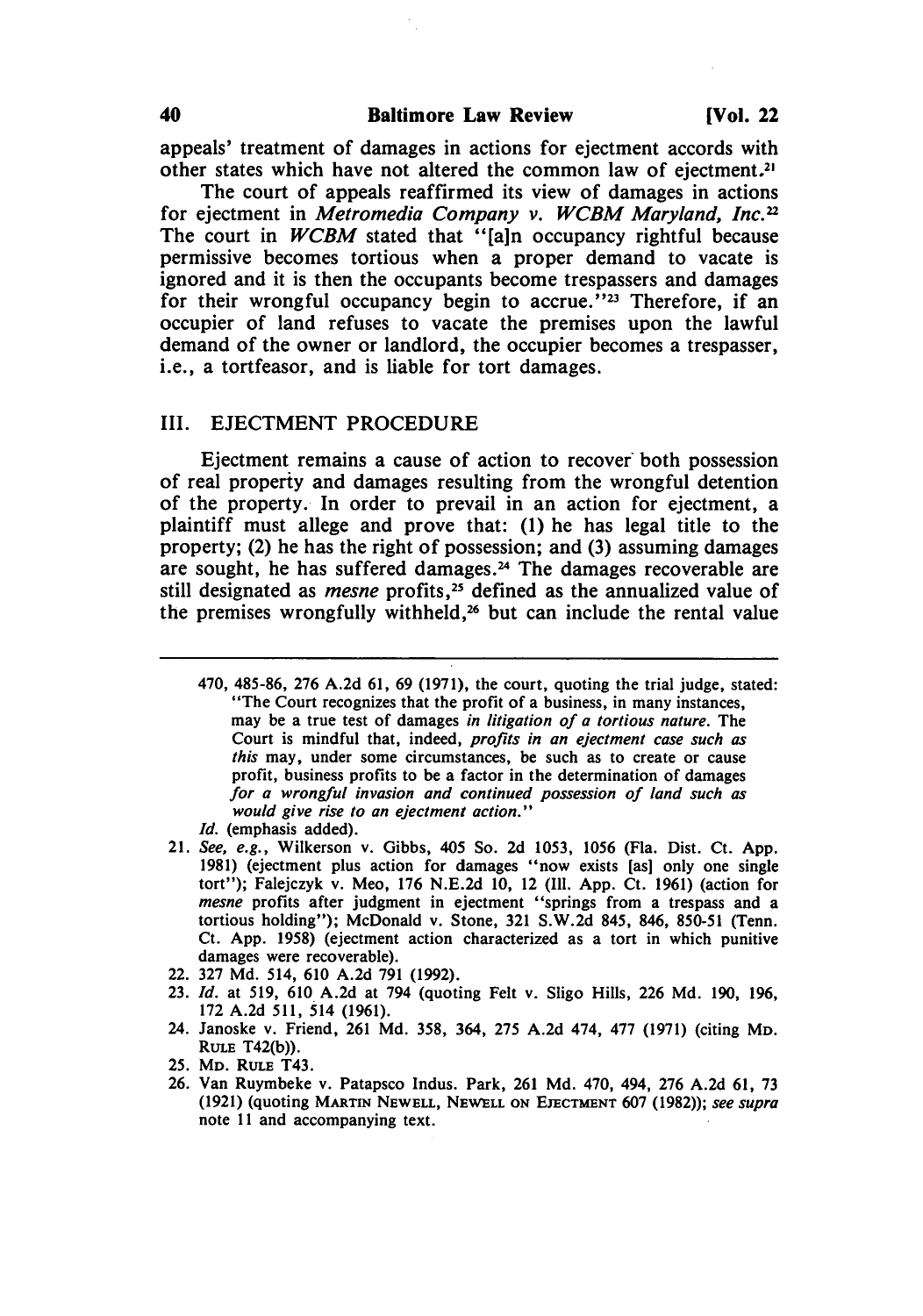appeals' treatment of damages in actions for ejectment accords with other states which have not altered the common law of ejectment.[21]

The court of appeals reaffirmed its view of damages in actions for ejectment in *Metromedia Company v. WCBM Maryland, Inc.*[22] The court in *WCBM* stated that "[a]n occupancy rightful because permissive becomes tortious when a proper demand to vacate is ignored and it is then the occupants become trespassers and damages for their wrongful occupancy begin to accrue."[23] Therefore, if an occupier of land refuses to vacate the premises upon the lawful demand of the owner or landlord, the occupier becomes a trespasser, i.e., a tortfeasor, and is liable for tort damages.

## III. EJECTMENT PROCEDURE

Ejectment remains a cause of action to recover both possession of real property and damages resulting from the wrongful detention of the property. In order to prevail in an action for ejectment, a plaintiff must allege and prove that: (1) he has legal title to the property; (2) he has the right of possession; and (3) assuming damages are sought, he has suffered damages.[24] The damages recoverable are still designated as *mesne* profits,[25] defined as the annualized value of the premises wrongfully withheld,[26] but can include the rental value

---

470, 485-86, 276 A.2d 61, 69 (1971), the court, quoting the trial judge, stated: "The Court recognizes that the profit of a business, in many instances, may be a true test of damages *in litigation of a tortious nature*. The Court is mindful that, indeed, *profits in an ejectment case such as this* may, under some circumstances, be such as to create or cause profit, business profits to be a factor in the determination of damages *for a wrongful invasion and continued possession of land such as would give rise to an ejectment action.*"

*Id.* (emphasis added).

21. *See, e.g.*, Wilkerson v. Gibbs, 405 So. 2d 1053, 1056 (Fla. Dist. Ct. App. 1981) (ejectment plus action for damages "now exists [as] only one single tort"); Falejczyk v. Meo, 176 N.E.2d 10, 12 (Ill. App. Ct. 1961) (action for *mesne* profits after judgment in ejectment "springs from a trespass and a tortious holding"); McDonald v. Stone, 321 S.W.2d 845, 846, 850-51 (Tenn. Ct. App. 1958) (ejectment action characterized as a tort in which punitive damages were recoverable).
22. 327 Md. 514, 610 A.2d 791 (1992).
23. *Id.* at 519, 610 A.2d at 794 (quoting Felt v. Sligo Hills, 226 Md. 190, 196, 172 A.2d 511, 514 (1961).
24. Janoske v. Friend, 261 Md. 358, 364, 275 A.2d 474, 477 (1971) (citing MD. RULE T42(b)).
25. MD. RULE T43.
26. Van Ruymbeke v. Patapsco Indus. Park, 261 Md. 470, 494, 276 A.2d 61, 73 (1921) (quoting MARTIN NEWELL, NEWELL ON EJECTMENT 607 (1982)); *see supra* note 11 and accompanying text.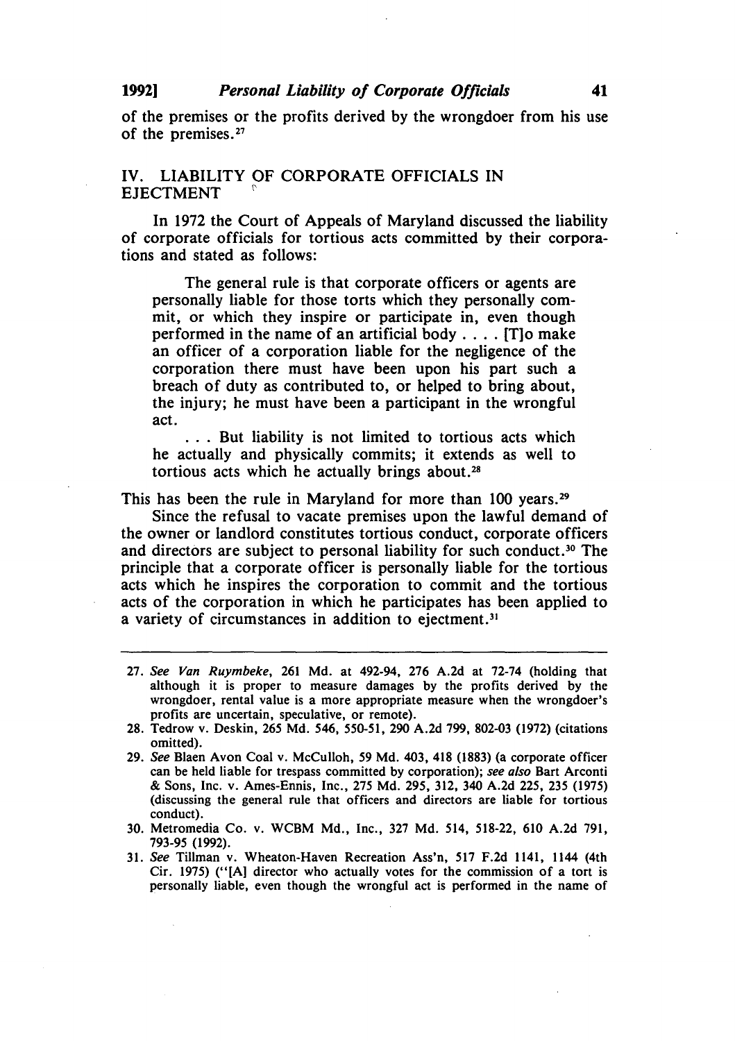of the premises or the profits derived by the wrongdoer from his use of the premises.[27]

## IV. LIABILITY OF CORPORATE OFFICIALS IN EJECTMENT

In 1972 the Court of Appeals of Maryland discussed the liability of corporate officials for tortious acts committed by their corporations and stated as follows:

> The general rule is that corporate officers or agents are personally liable for those torts which they personally commit, or which they inspire or participate in, even though performed in the name of an artificial body . . . . [T]o make an officer of a corporation liable for the negligence of the corporation there must have been upon his part such a breach of duty as contributed to, or helped to bring about, the injury; he must have been a participant in the wrongful act.
>
> . . . But liability is not limited to tortious acts which he actually and physically commits; it extends as well to tortious acts which he actually brings about.[28]

This has been the rule in Maryland for more than 100 years.[29]

Since the refusal to vacate premises upon the lawful demand of the owner or landlord constitutes tortious conduct, corporate officers and directors are subject to personal liability for such conduct.[30] The principle that a corporate officer is personally liable for the tortious acts which he inspires the corporation to commit and the tortious acts of the corporation in which he participates has been applied to a variety of circumstances in addition to ejectment.[31]

---

27. *See Van Ruymbeke*, 261 Md. at 492-94, 276 A.2d at 72-74 (holding that although it is proper to measure damages by the profits derived by the wrongdoer, rental value is a more appropriate measure when the wrongdoer's profits are uncertain, speculative, or remote).

28. Tedrow v. Deskin, 265 Md. 546, 550-51, 290 A.2d 799, 802-03 (1972) (citations omitted).

29. *See* Blaen Avon Coal v. McCulloh, 59 Md. 403, 418 (1883) (a corporate officer can be held liable for trespass committed by corporation); *see also* Bart Arconti & Sons, Inc. v. Ames-Ennis, Inc., 275 Md. 295, 312, 340 A.2d 225, 235 (1975) (discussing the general rule that officers and directors are liable for tortious conduct).

30. Metromedia Co. v. WCBM Md., Inc., 327 Md. 514, 518-22, 610 A.2d 791, 793-95 (1992).

31. *See* Tillman v. Wheaton-Haven Recreation Ass'n, 517 F.2d 1141, 1144 (4th Cir. 1975) ("[A] director who actually votes for the commission of a tort is personally liable, even though the wrongful act is performed in the name of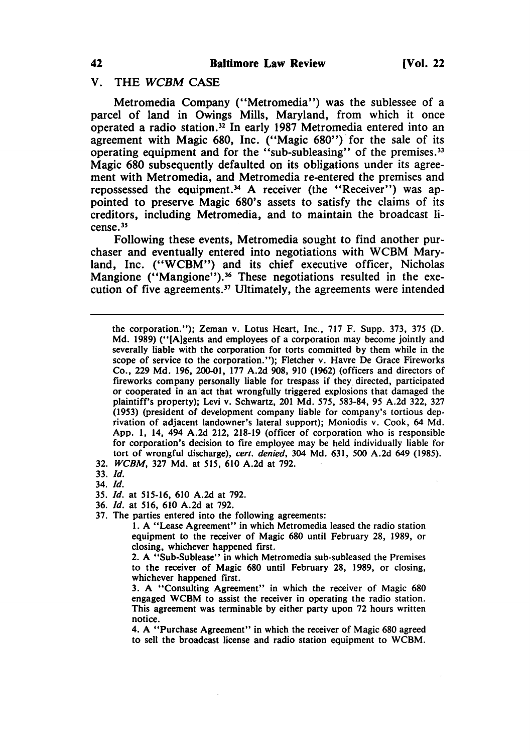## V. THE *WCBM* CASE

Metromedia Company ("Metromedia") was the sublessee of a parcel of land in Owings Mills, Maryland, from which it once operated a radio station.[32] In early 1987 Metromedia entered into an agreement with Magic 680, Inc. ("Magic 680") for the sale of its operating equipment and for the "sub-subleasing" of the premises.[33] Magic 680 subsequently defaulted on its obligations under its agreement with Metromedia, and Metromedia re-entered the premises and repossessed the equipment.[34] A receiver (the "Receiver") was appointed to preserve Magic 680's assets to satisfy the claims of its creditors, including Metromedia, and to maintain the broadcast license.[35]

Following these events, Metromedia sought to find another purchaser and eventually entered into negotiations with WCBM Maryland, Inc. ("WCBM") and its chief executive officer, Nicholas Mangione ("Mangione").[36] These negotiations resulted in the execution of five agreements.[37] Ultimately, the agreements were intended

---

the corporation."); Zeman v. Lotus Heart, Inc., 717 F. Supp. 373, 375 (D. Md. 1989) ("[A]gents and employees of a corporation may become jointly and severally liable with the corporation for torts committed by them while in the scope of service to the corporation."); Fletcher v. Havre De Grace Fireworks Co., 229 Md. 196, 200-01, 177 A.2d 908, 910 (1962) (officers and directors of fireworks company personally liable for trespass if they directed, participated or cooperated in an act that wrongfully triggered explosions that damaged the plaintiff's property); Levi v. Schwartz, 201 Md. 575, 583-84, 95 A.2d 322, 327 (1953) (president of development company liable for company's tortious deprivation of adjacent landowner's lateral support); Moniodis v. Cook, 64 Md. App. 1, 14, 494 A.2d 212, 218-19 (officer of corporation who is responsible for corporation's decision to fire employee may be held individually liable for tort of wrongful discharge), *cert. denied*, 304 Md. 631, 500 A.2d 649 (1985).

32. *WCBM*, 327 Md. at 515, 610 A.2d at 792.
33. *Id.*
34. *Id.*
35. *Id.* at 515-16, 610 A.2d at 792.
36. *Id.* at 516, 610 A.2d at 792.
37. The parties entered into the following agreements:

    1. A "Lease Agreement" in which Metromedia leased the radio station equipment to the receiver of Magic 680 until February 28, 1989, or closing, whichever happened first.

    2. A "Sub-Sublease" in which Metromedia sub-subleased the Premises to the receiver of Magic 680 until February 28, 1989, or closing, whichever happened first.

    3. A "Consulting Agreement" in which the receiver of Magic 680 engaged WCBM to assist the receiver in operating the radio station. This agreement was terminable by either party upon 72 hours written notice.

    4. A "Purchase Agreement" in which the receiver of Magic 680 agreed to sell the broadcast license and radio station equipment to WCBM.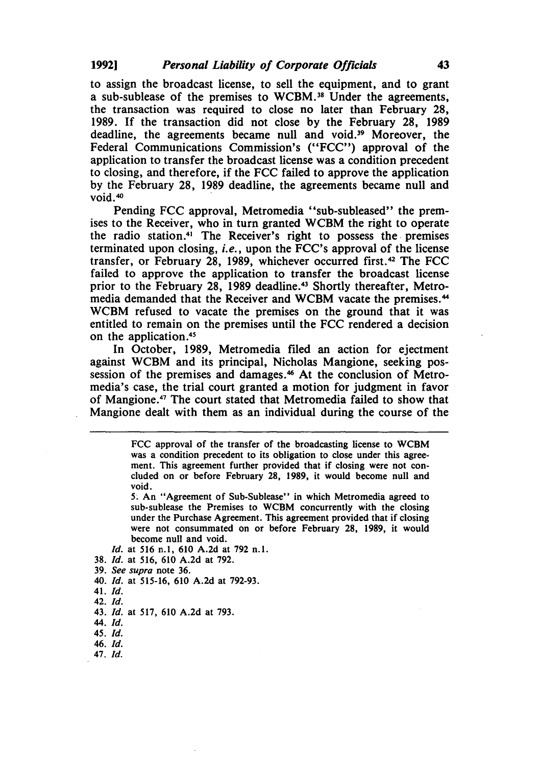to assign the broadcast license, to sell the equipment, and to grant a sub-sublease of the premises to WCBM.[38] Under the agreements, the transaction was required to close no later than February 28, 1989. If the transaction did not close by the February 28, 1989 deadline, the agreements became null and void.[39] Moreover, the Federal Communications Commission's ("FCC") approval of the application to transfer the broadcast license was a condition precedent to closing, and therefore, if the FCC failed to approve the application by the February 28, 1989 deadline, the agreements became null and void.[40]

Pending FCC approval, Metromedia "sub-subleased" the premises to the Receiver, who in turn granted WCBM the right to operate the radio station.[41] The Receiver's right to possess the premises terminated upon closing, *i.e.*, upon the FCC's approval of the license transfer, or February 28, 1989, whichever occurred first.[42] The FCC failed to approve the application to transfer the broadcast license prior to the February 28, 1989 deadline.[43] Shortly thereafter, Metromedia demanded that the Receiver and WCBM vacate the premises.[44] WCBM refused to vacate the premises on the ground that it was entitled to remain on the premises until the FCC rendered a decision on the application.[45]

In October, 1989, Metromedia filed an action for ejectment against WCBM and its principal, Nicholas Mangione, seeking possession of the premises and damages.[46] At the conclusion of Metromedia's case, the trial court granted a motion for judgment in favor of Mangione.[47] The court stated that Metromedia failed to show that Mangione dealt with them as an individual during the course of the

---

> FCC approval of the transfer of the broadcasting license to WCBM was a condition precedent to its obligation to close under this agreement. This agreement further provided that if closing were not concluded on or before February 28, 1989, it would become null and void.
>
> 5. An "Agreement of Sub-Sublease" in which Metromedia agreed to sub-sublease the Premises to WCBM concurrently with the closing under the Purchase Agreement. This agreement provided that if closing were not consummated on or before February 28, 1989, it would become null and void.

*Id.* at 516 n.1, 610 A.2d at 792 n.1.

38. *Id.* at 516, 610 A.2d at 792.

39. *See supra* note 36.

40. *Id.* at 515-16, 610 A.2d at 792-93.

41. *Id.*

42. *Id.*

43. *Id.* at 517, 610 A.2d at 793.

44. *Id.*

45. *Id.*

46. *Id.*

47. *Id.*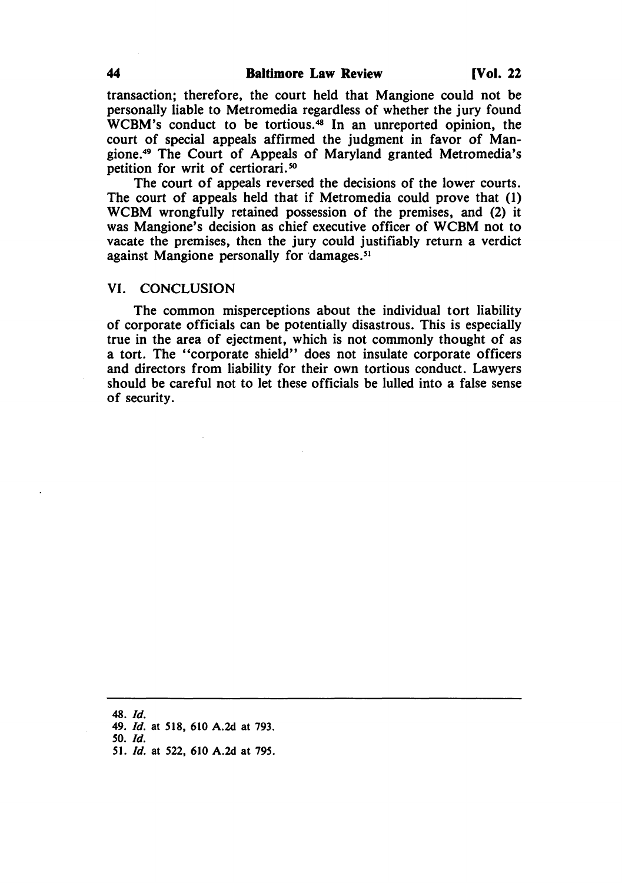transaction; therefore, the court held that Mangione could not be personally liable to Metromedia regardless of whether the jury found WCBM's conduct to be tortious.[48] In an unreported opinion, the court of special appeals affirmed the judgment in favor of Mangione.[49] The Court of Appeals of Maryland granted Metromedia's petition for writ of certiorari.[50]

The court of appeals reversed the decisions of the lower courts. The court of appeals held that if Metromedia could prove that (1) WCBM wrongfully retained possession of the premises, and (2) it was Mangione's decision as chief executive officer of WCBM not to vacate the premises, then the jury could justifiably return a verdict against Mangione personally for damages.[51]

## VI. CONCLUSION

The common misperceptions about the individual tort liability of corporate officials can be potentially disastrous. This is especially true in the area of ejectment, which is not commonly thought of as a tort. The "corporate shield" does not insulate corporate officers and directors from liability for their own tortious conduct. Lawyers should be careful not to let these officials be lulled into a false sense of security.

---

48. *Id.*
49. *Id.* at 518, 610 A.2d at 793.
50. *Id.*
51. *Id.* at 522, 610 A.2d at 795.